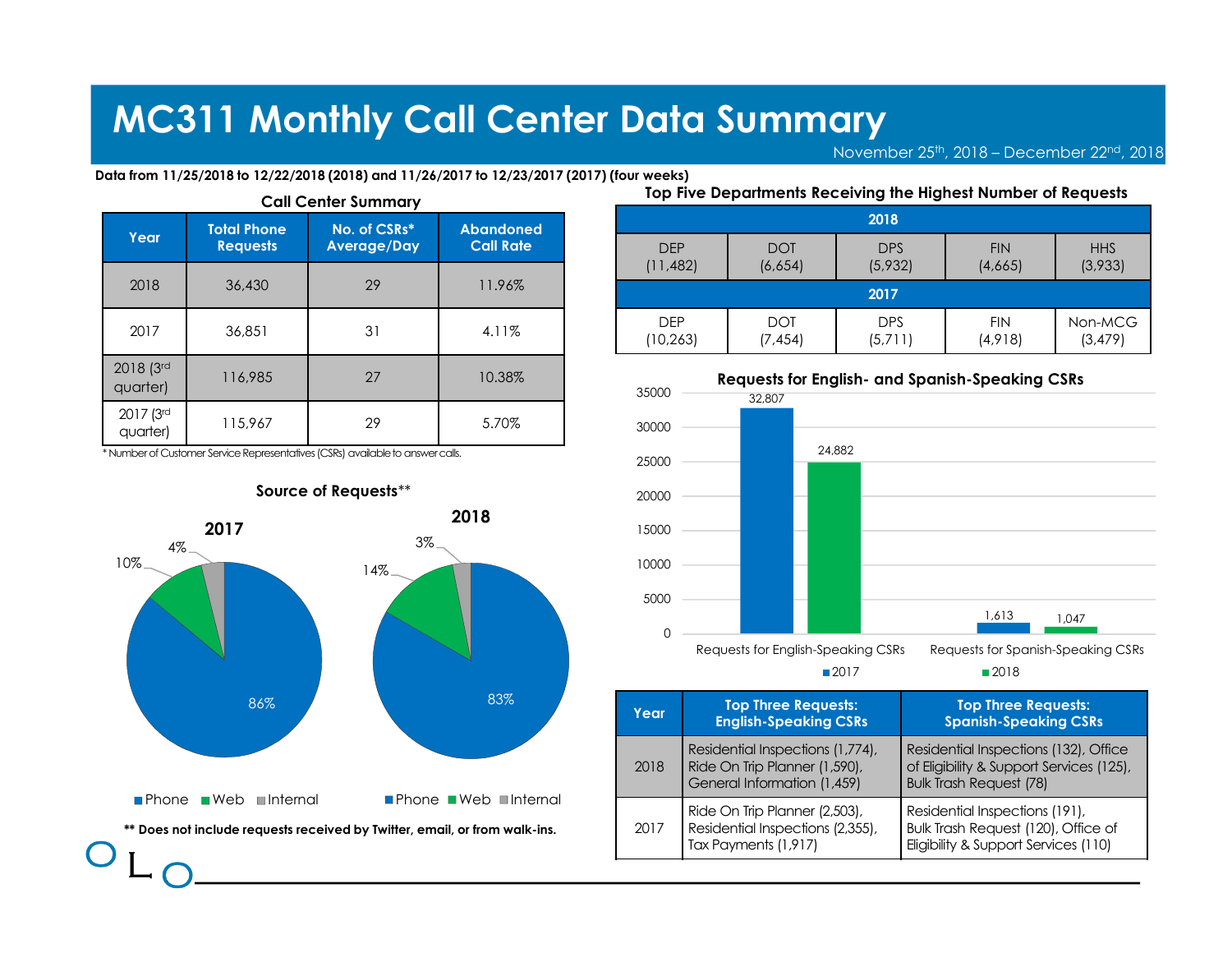# MC311 Monthly Call Center Data Summary

November 25th, 2018 – December 22nd, 2018

**Data from 11/25/2018 to 12/22/2018 (2018) and 11/26/2017 to 12/23/2017 (2017) (four weeks)**

### Call Center Summary

| Year | Total Phone Requests | No. of CSRs* Average/Day | Abandoned Call Rate |
|---|---|---|---|
| 2018 | 36,430 | 29 | 11.96% |
| 2017 | 36,851 | 31 | 4.11% |
| 2018 (3rd quarter) | 116,985 | 27 | 10.38% |
| 2017 (3rd quarter) | 115,967 | 29 | 5.70% |

* Number of Customer Service Representatives (CSRs) available to answer calls.

### Source of Requests**

| Source | 2017 | 2018 |
|---|---|---|
| Phone | 86% | 83% |
| Web | 10% | 14% |
| Internal | 4% | 3% |

**** Does not include requests received by Twitter, email, or from walk-ins.**

### Top Five Departments Receiving the Highest Number of Requests

| Year | | | | | |
|---|---|---|---|---|---|
| 2018 | DEP (11,482) | DOT (6,654) | DPS (5,932) | FIN (4,665) | HHS (3,933) |
| 2017 | DEP (10,263) | DOT (7,454) | DPS (5,711) | FIN (4,918) | Non-MCG (3,479) |

### Requests for English- and Spanish-Speaking CSRs

| | 2017 | 2018 |
|---|---|---|
| Requests for English-Speaking CSRs | 32,807 | 24,882 |
| Requests for Spanish-Speaking CSRs | 1,613 | 1,047 |

| Year | Top Three Requests: English-Speaking CSRs | Top Three Requests: Spanish-Speaking CSRs |
|---|---|---|
| 2018 | Residential Inspections (1,774), Ride On Trip Planner (1,590), General Information (1,459) | Residential Inspections (132), Office of Eligibility & Support Services (125), Bulk Trash Request (78) |
| 2017 | Ride On Trip Planner (2,503), Residential Inspections (2,355), Tax Payments (1,917) | Residential Inspections (191), Bulk Trash Request (120), Office of Eligibility & Support Services (110) |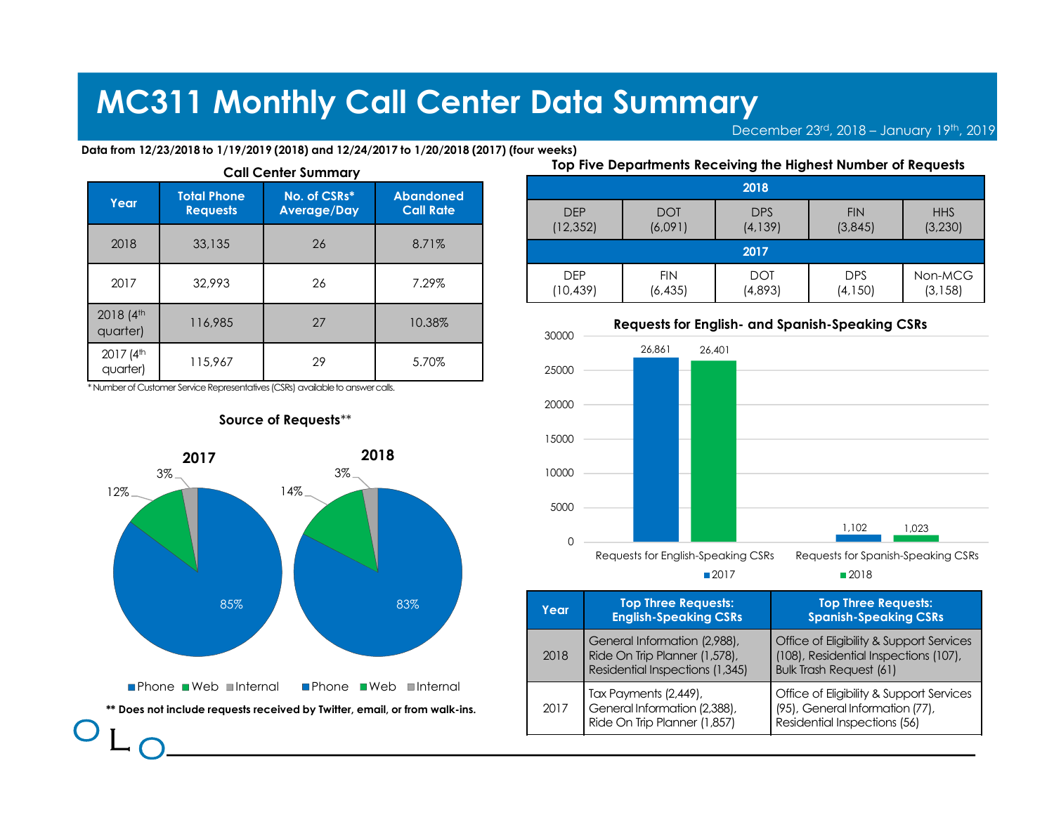# MC311 Monthly Call Center Data Summary

December 23rd, 2018 – January 19th, 2019

**Data from 12/23/2018 to 1/19/2019 (2018) and 12/24/2017 to 1/20/2018 (2017) (four weeks)**

### Call Center Summary

| Year | Total Phone Requests | No. of CSRs* Average/Day | Abandoned Call Rate |
|---|---|---|---|
| 2018 | 33,135 | 26 | 8.71% |
| 2017 | 32,993 | 26 | 7.29% |
| 2018 (4th quarter) | 116,985 | 27 | 10.38% |
| 2017 (4th quarter) | 115,967 | 29 | 5.70% |

* Number of Customer Service Representatives (CSRs) available to answer calls.

### Source of Requests**

| Source | 2017 | 2018 |
|---|---|---|
| Phone | 85% | 83% |
| Web | 12% | 14% |
| Internal | 3% | 3% |

**** Does not include requests received by Twitter, email, or from walk-ins.**

### Top Five Departments Receiving the Highest Number of Requests

| 2018 | | | | |
|---|---|---|---|---|
| DEP (12,352) | DOT (6,091) | DPS (4,139) | FIN (3,845) | HHS (3,230) |
| **2017** | | | | |
| DEP (10,439) | FIN (6,435) | DOT (4,893) | DPS (4,150) | Non-MCG (3,158) |

### Requests for English- and Spanish-Speaking CSRs

| | 2017 | 2018 |
|---|---|---|
| Requests for English-Speaking CSRs | 26,861 | 26,401 |
| Requests for Spanish-Speaking CSRs | 1,102 | 1,023 |

| Year | Top Three Requests: English-Speaking CSRs | Top Three Requests: Spanish-Speaking CSRs |
|---|---|---|
| 2018 | General Information (2,988), Ride On Trip Planner (1,578), Residential Inspections (1,345) | Office of Eligibility & Support Services (108), Residential Inspections (107), Bulk Trash Request (61) |
| 2017 | Tax Payments (2,449), General Information (2,388), Ride On Trip Planner (1,857) | Office of Eligibility & Support Services (95), General Information (77), Residential Inspections (56) |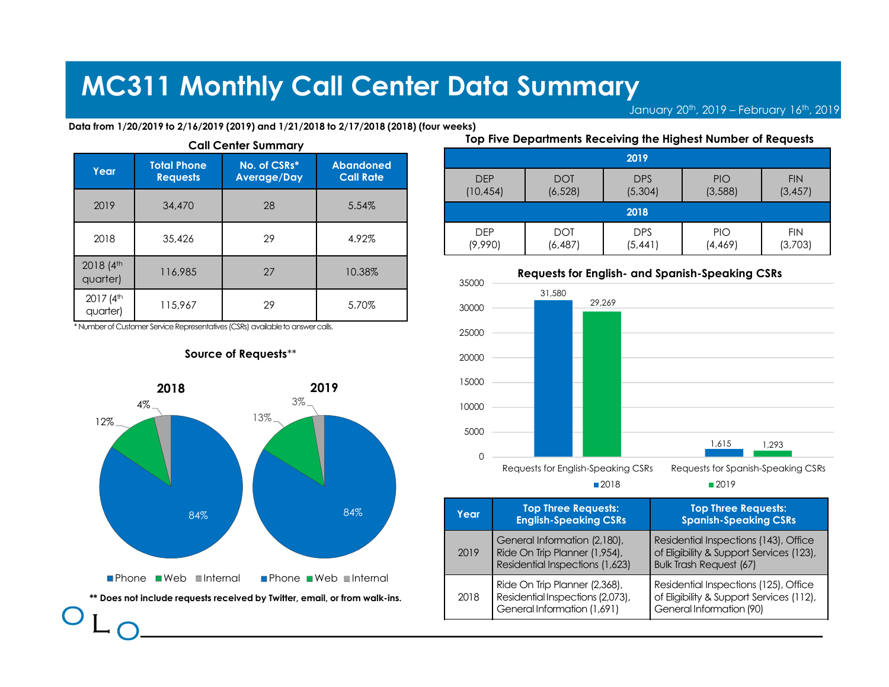# MC311 Monthly Call Center Data Summary

January 20th, 2019 – February 16th, 2019

**Data from 1/20/2019 to 2/16/2019 (2019) and 1/21/2018 to 2/17/2018 (2018) (four weeks)**

### Call Center Summary

| Year | Total Phone Requests | No. of CSRs* Average/Day | Abandoned Call Rate |
|---|---|---|---|
| 2019 | 34,470 | 28 | 5.54% |
| 2018 | 35,426 | 29 | 4.92% |
| 2018 (4th quarter) | 116,985 | 27 | 10.38% |
| 2017 (4th quarter) | 115,967 | 29 | 5.70% |

*Number of Customer Service Representatives (CSRs) available to answer calls.

### Top Five Departments Receiving the Highest Number of Requests

| 2019 | | | | |
|---|---|---|---|---|
| DEP (10,454) | DOT (6,528) | DPS (5,304) | PIO (3,588) | FIN (3,457) |
| **2018** | | | | |
| DEP (9,990) | DOT (6,487) | DPS (5,441) | PIO (4,469) | FIN (3,703) |

### Source of Requests**

| Source | 2018 | 2019 |
|---|---|---|
| Phone | 84% | 84% |
| Web | 12% | 13% |
| Internal | 4% | 3% |

**** Does not include requests received by Twitter, email, or from walk-ins.**

### Requests for English- and Spanish-Speaking CSRs

| | 2018 | 2019 |
|---|---|---|
| Requests for English-Speaking CSRs | 31,580 | 29,269 |
| Requests for Spanish-Speaking CSRs | 1,615 | 1,293 |

| Year | Top Three Requests: English-Speaking CSRs | Top Three Requests: Spanish-Speaking CSRs |
|---|---|---|
| 2019 | General Information (2,180), Ride On Trip Planner (1,954), Residential Inspections (1,623) | Residential Inspections (143), Office of Eligibility & Support Services (123), Bulk Trash Request (67) |
| 2018 | Ride On Trip Planner (2,368), Residential Inspections (2,073), General Information (1,691) | Residential Inspections (125), Office of Eligibility & Support Services (112), General Information (90) |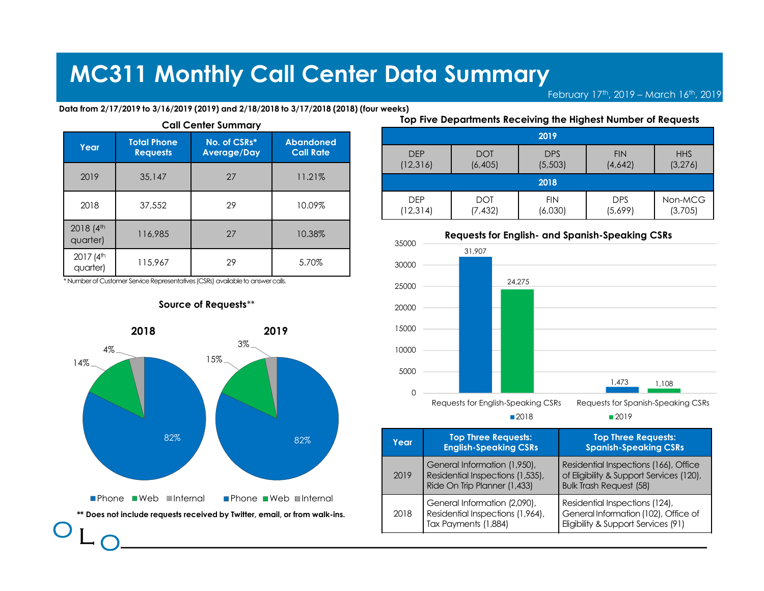# MC311 Monthly Call Center Data Summary

February 17th, 2019 – March 16th, 2019

**Data from 2/17/2019 to 3/16/2019 (2019) and 2/18/2018 to 3/17/2018 (2018) (four weeks)**

### Call Center Summary

| Year | Total Phone Requests | No. of CSRs* Average/Day | Abandoned Call Rate |
|---|---|---|---|
| 2019 | 35,147 | 27 | 11.21% |
| 2018 | 37,552 | 29 | 10.09% |
| 2018 (4th quarter) | 116,985 | 27 | 10.38% |
| 2017 (4th quarter) | 115,967 | 29 | 5.70% |

* Number of Customer Service Representatives (CSRs) available to answer calls.

### Source of Requests**

**2018**

- Phone: 82%
- Web: 14%
- Internal: 4%

**2019**

- Phone: 82%
- Web: 15%
- Internal: 3%

** Does not include requests received by Twitter, email, or from walk-ins.

### Top Five Departments Receiving the Highest Number of Requests

| 2019 | | | | |
|---|---|---|---|---|
| DEP (12,316) | DOT (6,405) | DPS (5,503) | FIN (4,642) | HHS (3,276) |
| **2018** | | | | |
| DEP (12,314) | DOT (7,432) | FIN (6,030) | DPS (5,699) | Non-MCG (3,705) |

### Requests for English- and Spanish-Speaking CSRs

| | 2018 | 2019 |
|---|---|---|
| Requests for English-Speaking CSRs | 31,907 | 24,275 |
| Requests for Spanish-Speaking CSRs | 1,473 | 1,108 |

| Year | Top Three Requests: English-Speaking CSRs | Top Three Requests: Spanish-Speaking CSRs |
|---|---|---|
| 2019 | General Information (1,950), Residential Inspections (1,535), Ride On Trip Planner (1,433) | Residential Inspections (166), Office of Eligibility & Support Services (120), Bulk Trash Request (58) |
| 2018 | General Information (2,090), Residential Inspections (1,964), Tax Payments (1,884) | Residential Inspections (124), General Information (102), Office of Eligibility & Support Services (91) |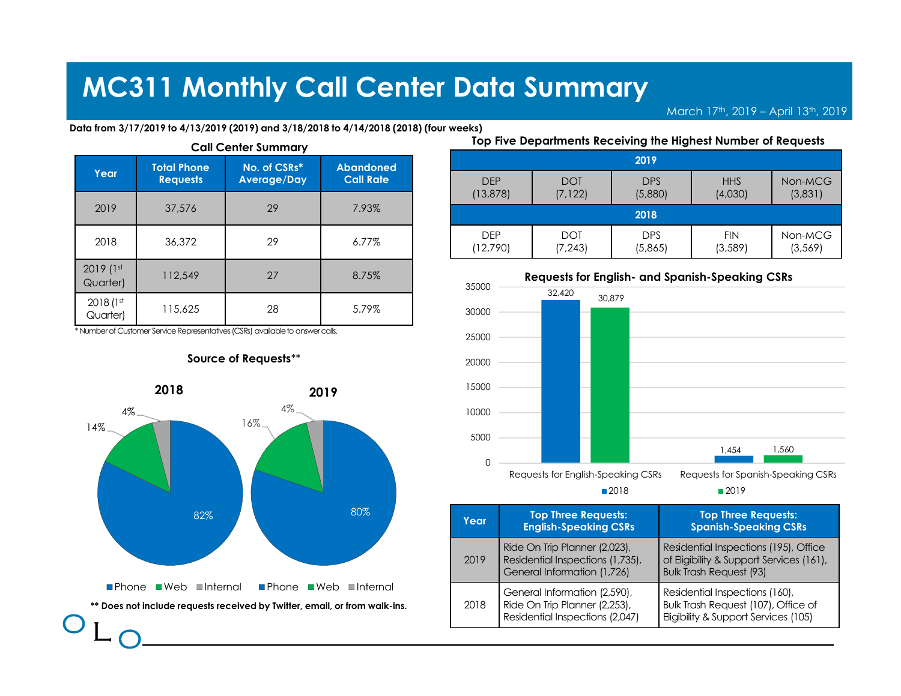# MC311 Monthly Call Center Data Summary

March 17th, 2019 – April 13th, 2019

**Data from 3/17/2019 to 4/13/2019 (2019) and 3/18/2018 to 4/14/2018 (2018) (four weeks)**

### Call Center Summary

| Year | Total Phone Requests | No. of CSRs* Average/Day | Abandoned Call Rate |
|---|---|---|---|
| 2019 | 37,576 | 29 | 7.93% |
| 2018 | 36,372 | 29 | 6.77% |
| 2019 (1st Quarter) | 112,549 | 27 | 8.75% |
| 2018 (1st Quarter) | 115,625 | 28 | 5.79% |

* Number of Customer Service Representatives (CSRs) available to answer calls.

### Source of Requests**

**2018**

| Source | Percent |
|---|---|
| Phone | 82% |
| Web | 14% |
| Internal | 4% |

**2019**

| Source | Percent |
|---|---|
| Phone | 80% |
| Web | 16% |
| Internal | 4% |

** Does not include requests received by Twitter, email, or from walk-ins.

### Top Five Departments Receiving the Highest Number of Requests

| 2019 | | | | |
|---|---|---|---|---|
| DEP (13,878) | DOT (7,122) | DPS (5,880) | HHS (4,030) | Non-MCG (3,831) |
| **2018** | | | | |
| DEP (12,790) | DOT (7,243) | DPS (5,865) | FIN (3,589) | Non-MCG (3,569) |

### Requests for English- and Spanish-Speaking CSRs

| | 2018 | 2019 |
|---|---|---|
| Requests for English-Speaking CSRs | 32,420 | 30,879 |
| Requests for Spanish-Speaking CSRs | 1,454 | 1,560 |

| Year | Top Three Requests: English-Speaking CSRs | Top Three Requests: Spanish-Speaking CSRs |
|---|---|---|
| 2019 | Ride On Trip Planner (2,023), Residential Inspections (1,735), General Information (1,726) | Residential Inspections (195), Office of Eligibility & Support Services (161), Bulk Trash Request (93) |
| 2018 | General Information (2,590), Ride On Trip Planner (2,253), Residential Inspections (2,047) | Residential Inspections (160), Bulk Trash Request (107), Office of Eligibility & Support Services (105) |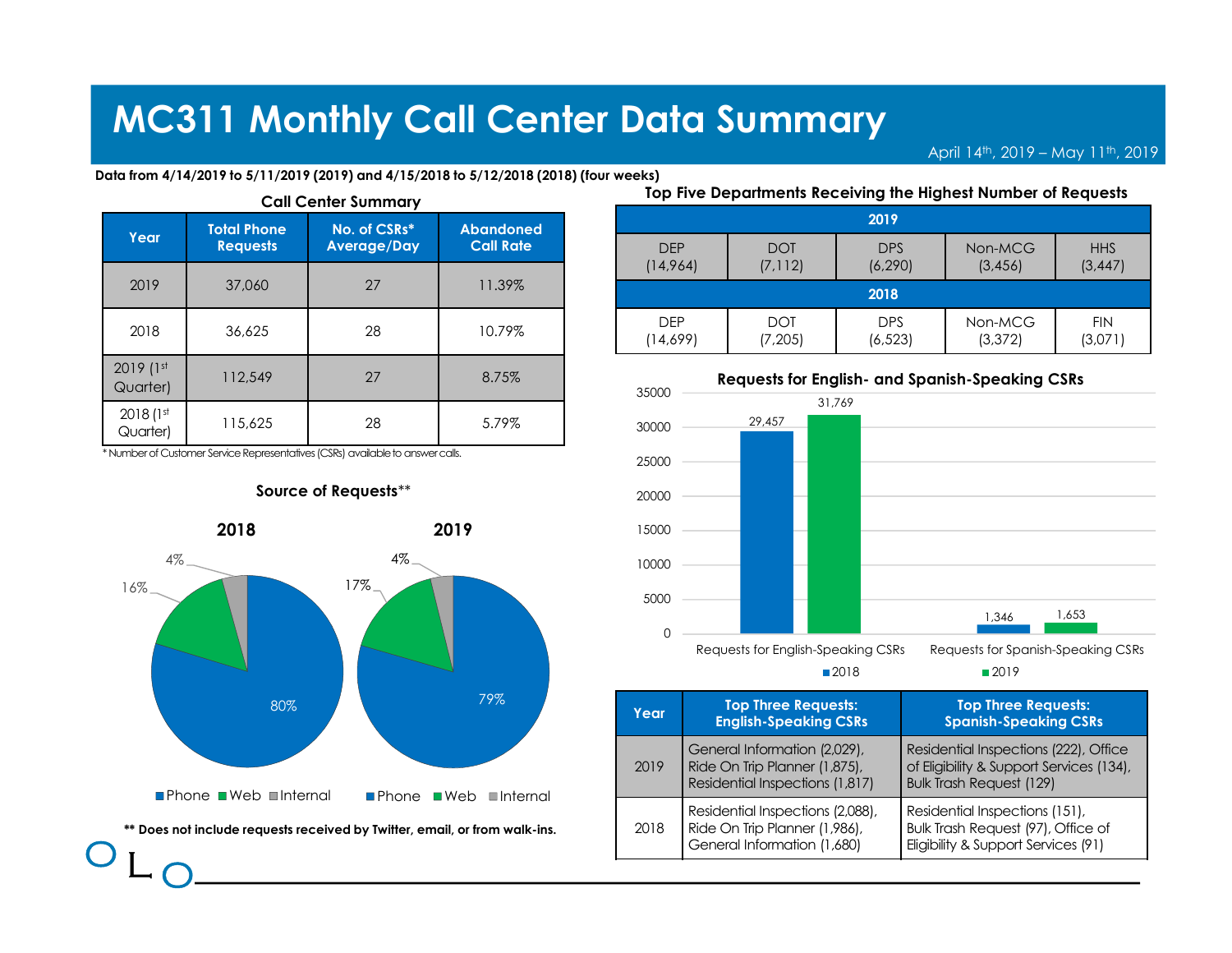# MC311 Monthly Call Center Data Summary

April 14th, 2019 – May 11th, 2019

**Data from 4/14/2019 to 5/11/2019 (2019) and 4/15/2018 to 5/12/2018 (2018) (four weeks)**

### Call Center Summary

| Year | Total Phone Requests | No. of CSRs* Average/Day | Abandoned Call Rate |
|---|---|---|---|
| 2019 | 37,060 | 27 | 11.39% |
| 2018 | 36,625 | 28 | 10.79% |
| 2019 (1st Quarter) | 112,549 | 27 | 8.75% |
| 2018 (1st Quarter) | 115,625 | 28 | 5.79% |

* Number of Customer Service Representatives (CSRs) available to answer calls.

### Source of Requests**

**2018**

| Source | Percent |
|---|---|
| Phone | 80% |
| Web | 16% |
| Internal | 4% |

**2019**

| Source | Percent |
|---|---|
| Phone | 79% |
| Web | 17% |
| Internal | 4% |

** Does not include requests received by Twitter, email, or from walk-ins.

### Top Five Departments Receiving the Highest Number of Requests

| 2019 | | | | |
|---|---|---|---|---|
| DEP (14,964) | DOT (7,112) | DPS (6,290) | Non-MCG (3,456) | HHS (3,447) |
| **2018** | | | | |
| DEP (14,699) | DOT (7,205) | DPS (6,523) | Non-MCG (3,372) | FIN (3,071) |

### Requests for English- and Spanish-Speaking CSRs

| | 2018 | 2019 |
|---|---|---|
| Requests for English-Speaking CSRs | 29,457 | 31,769 |
| Requests for Spanish-Speaking CSRs | 1,346 | 1,653 |

| Year | Top Three Requests: English-Speaking CSRs | Top Three Requests: Spanish-Speaking CSRs |
|---|---|---|
| 2019 | General Information (2,029), Ride On Trip Planner (1,875), Residential Inspections (1,817) | Residential Inspections (222), Office of Eligibility & Support Services (134), Bulk Trash Request (129) |
| 2018 | Residential Inspections (2,088), Ride On Trip Planner (1,986), General Information (1,680) | Residential Inspections (151), Bulk Trash Request (97), Office of Eligibility & Support Services (91) |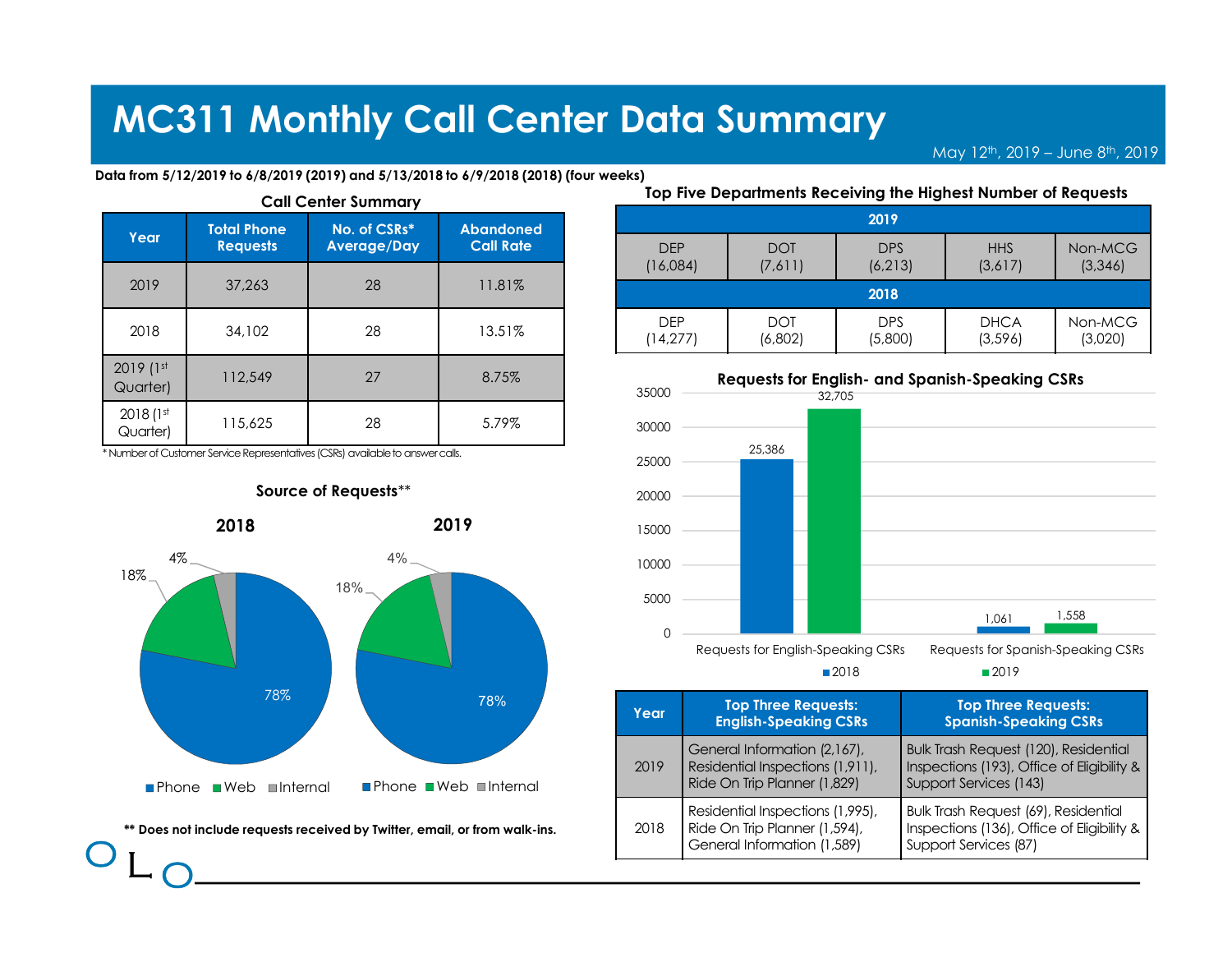# MC311 Monthly Call Center Data Summary

May 12th, 2019 – June 8th, 2019

**Data from 5/12/2019 to 6/8/2019 (2019) and 5/13/2018 to 6/9/2018 (2018) (four weeks)**

**Call Center Summary**

| Year | Total Phone Requests | No. of CSRs* Average/Day | Abandoned Call Rate |
|---|---|---|---|
| 2019 | 37,263 | 28 | 11.81% |
| 2018 | 34,102 | 28 | 13.51% |
| 2019 (1st Quarter) | 112,549 | 27 | 8.75% |
| 2018 (1st Quarter) | 115,625 | 28 | 5.79% |

* Number of Customer Service Representatives (CSRs) available to answer calls.

**Source of Requests****

| Source | 2018 | 2019 |
|---|---|---|
| Phone | 78% | 78% |
| Web | 18% | 18% |
| Internal | 4% | 4% |

**** Does not include requests received by Twitter, email, or from walk-ins.**

**Top Five Departments Receiving the Highest Number of Requests**

| 2019 | | | | |
|---|---|---|---|---|
| DEP (16,084) | DOT (7,611) | DPS (6,213) | HHS (3,617) | Non-MCG (3,346) |
| **2018** | | | | |
| DEP (14,277) | DOT (6,802) | DPS (5,800) | DHCA (3,596) | Non-MCG (3,020) |

**Requests for English- and Spanish-Speaking CSRs**

| | 2018 | 2019 |
|---|---|---|
| Requests for English-Speaking CSRs | 25,386 | 32,705 |
| Requests for Spanish-Speaking CSRs | 1,061 | 1,558 |

| Year | Top Three Requests: English-Speaking CSRs | Top Three Requests: Spanish-Speaking CSRs |
|---|---|---|
| 2019 | General Information (2,167), Residential Inspections (1,911), Ride On Trip Planner (1,829) | Bulk Trash Request (120), Residential Inspections (193), Office of Eligibility & Support Services (143) |
| 2018 | Residential Inspections (1,995), Ride On Trip Planner (1,594), General Information (1,589) | Bulk Trash Request (69), Residential Inspections (136), Office of Eligibility & Support Services (87) |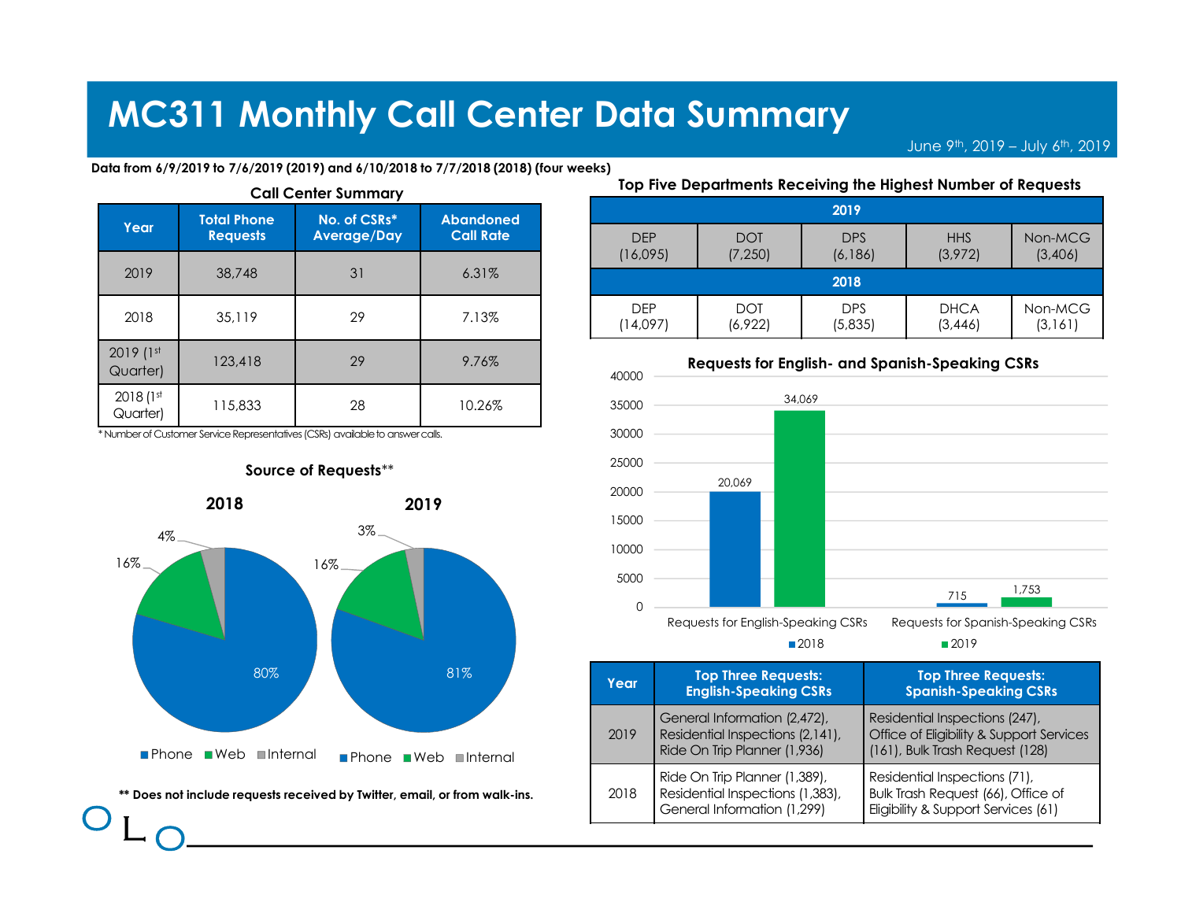# MC311 Monthly Call Center Data Summary

June 9th, 2019 – July 6th, 2019

**Data from 6/9/2019 to 7/6/2019 (2019) and 6/10/2018 to 7/7/2018 (2018) (four weeks)**

### Call Center Summary

| Year | Total Phone Requests | No. of CSRs* Average/Day | Abandoned Call Rate |
|---|---|---|---|
| 2019 | 38,748 | 31 | 6.31% |
| 2018 | 35,119 | 29 | 7.13% |
| 2019 (1st Quarter) | 123,418 | 29 | 9.76% |
| 2018 (1st Quarter) | 115,833 | 28 | 10.26% |

* Number of Customer Service Representatives (CSRs) available to answer calls.

### Source of Requests**

| Source | 2018 | 2019 |
|---|---|---|
| Phone | 80% | 81% |
| Web | 16% | 16% |
| Internal | 4% | 3% |

**** Does not include requests received by Twitter, email, or from walk-ins.**

### Top Five Departments Receiving the Highest Number of Requests

| 2019 | | | | |
|---|---|---|---|---|
| DEP (16,095) | DOT (7,250) | DPS (6,186) | HHS (3,972) | Non-MCG (3,406) |
| **2018** | | | | |
| DEP (14,097) | DOT (6,922) | DPS (5,835) | DHCA (3,446) | Non-MCG (3,161) |

### Requests for English- and Spanish-Speaking CSRs

| | 2018 | 2019 |
|---|---|---|
| Requests for English-Speaking CSRs | 20,069 | 34,069 |
| Requests for Spanish-Speaking CSRs | 715 | 1,753 |

| Year | Top Three Requests: English-Speaking CSRs | Top Three Requests: Spanish-Speaking CSRs |
|---|---|---|
| 2019 | General Information (2,472), Residential Inspections (2,141), Ride On Trip Planner (1,936) | Residential Inspections (247), Office of Eligibility & Support Services (161), Bulk Trash Request (128) |
| 2018 | Ride On Trip Planner (1,389), Residential Inspections (1,383), General Information (1,299) | Residential Inspections (71), Bulk Trash Request (66), Office of Eligibility & Support Services (61) |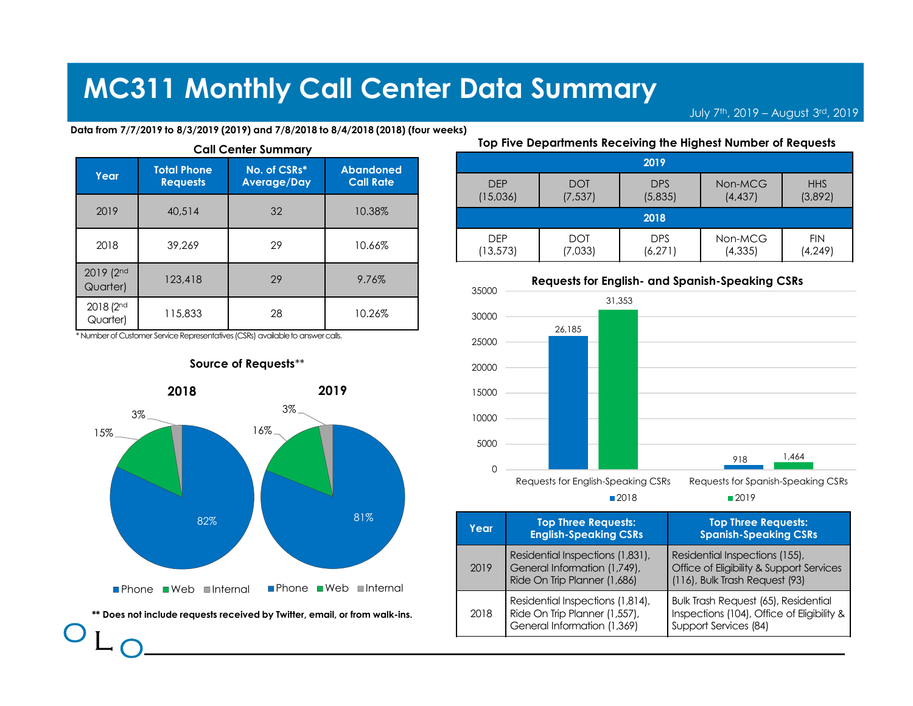# MC311 Monthly Call Center Data Summary

July 7th, 2019 – August 3rd, 2019

**Data from 7/7/2019 to 8/3/2019 (2019) and 7/8/2018 to 8/4/2018 (2018) (four weeks)**

**Call Center Summary**

| Year | Total Phone Requests | No. of CSRs* Average/Day | Abandoned Call Rate |
|---|---|---|---|
| 2019 | 40,514 | 32 | 10.38% |
| 2018 | 39,269 | 29 | 10.66% |
| 2019 (2nd Quarter) | 123,418 | 29 | 9.76% |
| 2018 (2nd Quarter) | 115,833 | 28 | 10.26% |

* Number of Customer Service Representatives (CSRs) available to answer calls.

**Source of Requests****

| Year | Phone | Web | Internal |
|---|---|---|---|
| 2018 | 82% | 15% | 3% |
| 2019 | 81% | 16% | 3% |

** Does not include requests received by Twitter, email, or from walk-ins.

**Top Five Departments Receiving the Highest Number of Requests**

| 2019 | | | | |
|---|---|---|---|---|
| DEP (15,036) | DOT (7,537) | DPS (5,835) | Non-MCG (4,437) | HHS (3,892) |
| **2018** | | | | |
| DEP (13,573) | DOT (7,033) | DPS (6,271) | Non-MCG (4,335) | FIN (4,249) |

**Requests for English- and Spanish-Speaking CSRs**

| | 2018 | 2019 |
|---|---|---|
| Requests for English-Speaking CSRs | 26,185 | 31,353 |
| Requests for Spanish-Speaking CSRs | 918 | 1,464 |

| Year | Top Three Requests: English-Speaking CSRs | Top Three Requests: Spanish-Speaking CSRs |
|---|---|---|
| 2019 | Residential Inspections (1,831), General Information (1,749), Ride On Trip Planner (1,686) | Residential Inspections (155), Office of Eligibility & Support Services (116), Bulk Trash Request (93) |
| 2018 | Residential Inspections (1,814), Ride On Trip Planner (1,557), General Information (1,369) | Bulk Trash Request (65), Residential Inspections (104), Office of Eligibility & Support Services (84) |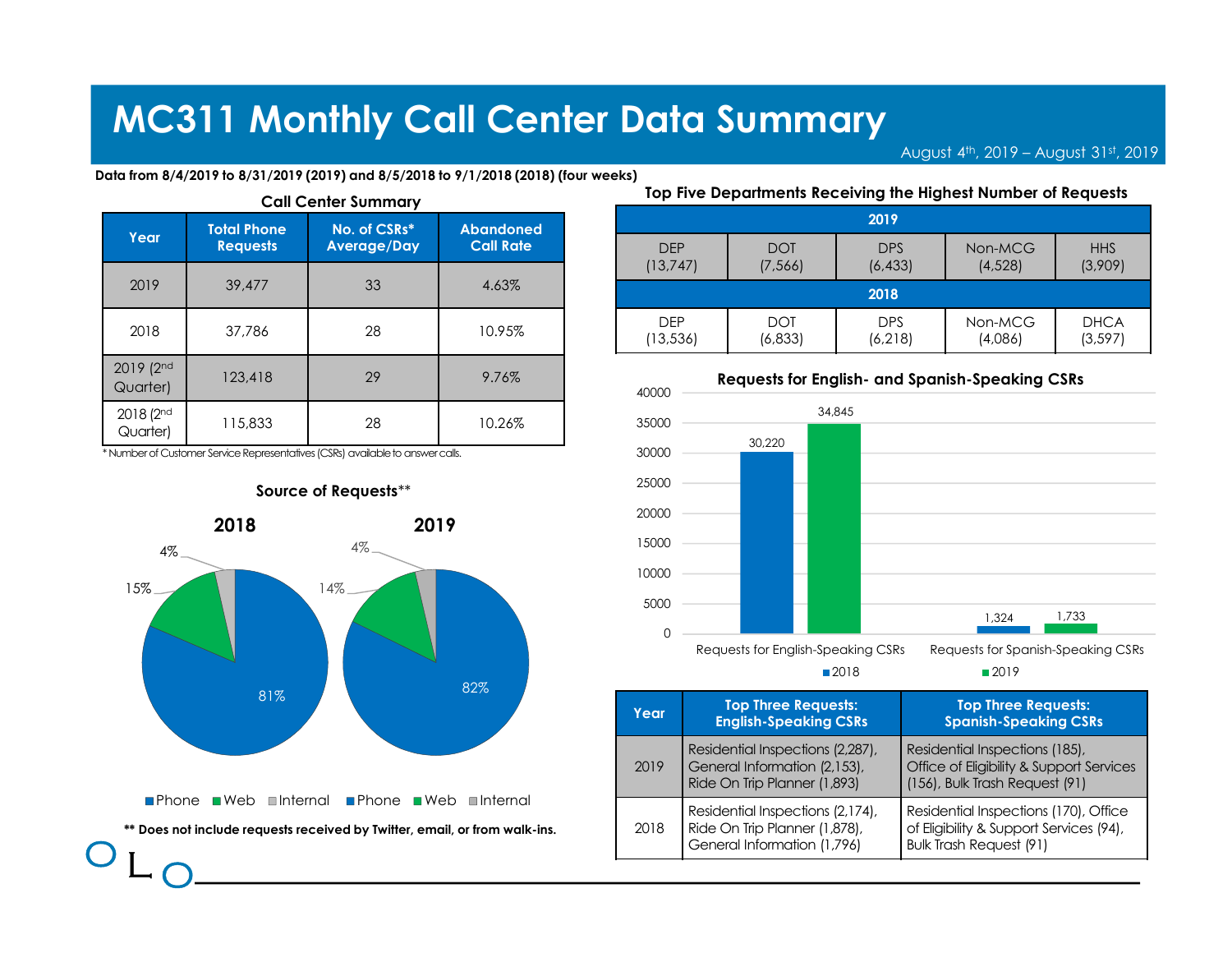# MC311 Monthly Call Center Data Summary

August 4th, 2019 – August 31st, 2019

**Data from 8/4/2019 to 8/31/2019 (2019) and 8/5/2018 to 9/1/2018 (2018) (four weeks)**

### Call Center Summary

| Year | Total Phone Requests | No. of CSRs* Average/Day | Abandoned Call Rate |
|---|---|---|---|
| 2019 | 39,477 | 33 | 4.63% |
| 2018 | 37,786 | 28 | 10.95% |
| 2019 (2nd Quarter) | 123,418 | 29 | 9.76% |
| 2018 (2nd Quarter) | 115,833 | 28 | 10.26% |

* Number of Customer Service Representatives (CSRs) available to answer calls.

### Source of Requests**

| Source | 2018 | 2019 |
|---|---|---|
| Phone | 81% | 82% |
| Web | 15% | 14% |
| Internal | 4% | 4% |

** Does not include requests received by Twitter, email, or from walk-ins.

### Top Five Departments Receiving the Highest Number of Requests

| Year | | | | | |
|---|---|---|---|---|---|
| 2019 | DEP (13,747) | DOT (7,566) | DPS (6,433) | Non-MCG (4,528) | HHS (3,909) |
| 2018 | DEP (13,536) | DOT (6,833) | DPS (6,218) | Non-MCG (4,086) | DHCA (3,597) |

### Requests for English- and Spanish-Speaking CSRs

| | 2018 | 2019 |
|---|---|---|
| Requests for English-Speaking CSRs | 30,220 | 34,845 |
| Requests for Spanish-Speaking CSRs | 1,324 | 1,733 |

| Year | Top Three Requests: English-Speaking CSRs | Top Three Requests: Spanish-Speaking CSRs |
|---|---|---|
| 2019 | Residential Inspections (2,287), General Information (2,153), Ride On Trip Planner (1,893) | Residential Inspections (185), Office of Eligibility & Support Services (156), Bulk Trash Request (91) |
| 2018 | Residential Inspections (2,174), Ride On Trip Planner (1,878), General Information (1,796) | Residential Inspections (170), Office of Eligibility & Support Services (94), Bulk Trash Request (91) |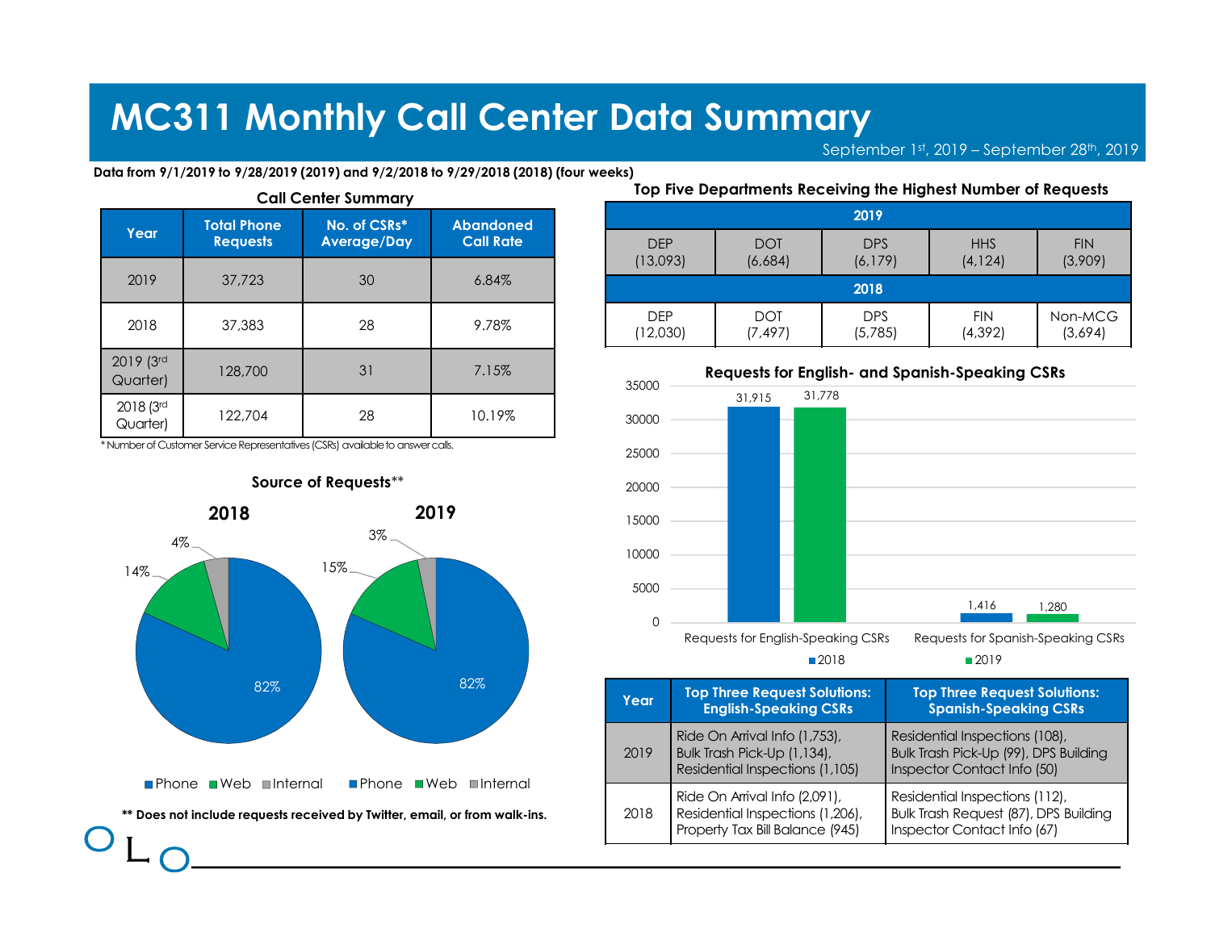# MC311 Monthly Call Center Data Summary

September 1st, 2019 – September 28th, 2019

**Data from 9/1/2019 to 9/28/2019 (2019) and 9/2/2018 to 9/29/2018 (2018) (four weeks)**

### Call Center Summary

| Year | Total Phone Requests | No. of CSRs* Average/Day | Abandoned Call Rate |
|---|---|---|---|
| 2019 | 37,723 | 30 | 6.84% |
| 2018 | 37,383 | 28 | 9.78% |
| 2019 (3rd Quarter) | 128,700 | 31 | 7.15% |
| 2018 (3rd Quarter) | 122,704 | 28 | 10.19% |

* Number of Customer Service Representatives (CSRs) available to answer calls.

### Source of Requests**

| Source | 2018 | 2019 |
|---|---|---|
| Phone | 82% | 82% |
| Web | 14% | 15% |
| Internal | 4% | 3% |

**** Does not include requests received by Twitter, email, or from walk-ins.**

### Top Five Departments Receiving the Highest Number of Requests

| 2019 | | | | |
|---|---|---|---|---|
| DEP (13,093) | DOT (6,684) | DPS (6,179) | HHS (4,124) | FIN (3,909) |
| **2018** | | | | |
| DEP (12,030) | DOT (7,497) | DPS (5,785) | FIN (4,392) | Non-MCG (3,694) |

### Requests for English- and Spanish-Speaking CSRs

| | 2018 | 2019 |
|---|---|---|
| Requests for English-Speaking CSRs | 31,915 | 31,778 |
| Requests for Spanish-Speaking CSRs | 1,416 | 1,280 |

| Year | Top Three Request Solutions: English-Speaking CSRs | Top Three Request Solutions: Spanish-Speaking CSRs |
|---|---|---|
| 2019 | Ride On Arrival Info (1,753), Bulk Trash Pick-Up (1,134), Residential Inspections (1,105) | Residential Inspections (108), Bulk Trash Pick-Up (99), DPS Building Inspector Contact Info (50) |
| 2018 | Ride On Arrival Info (2,091), Residential Inspections (1,206), Property Tax Bill Balance (945) | Residential Inspections (112), Bulk Trash Request (87), DPS Building Inspector Contact Info (67) |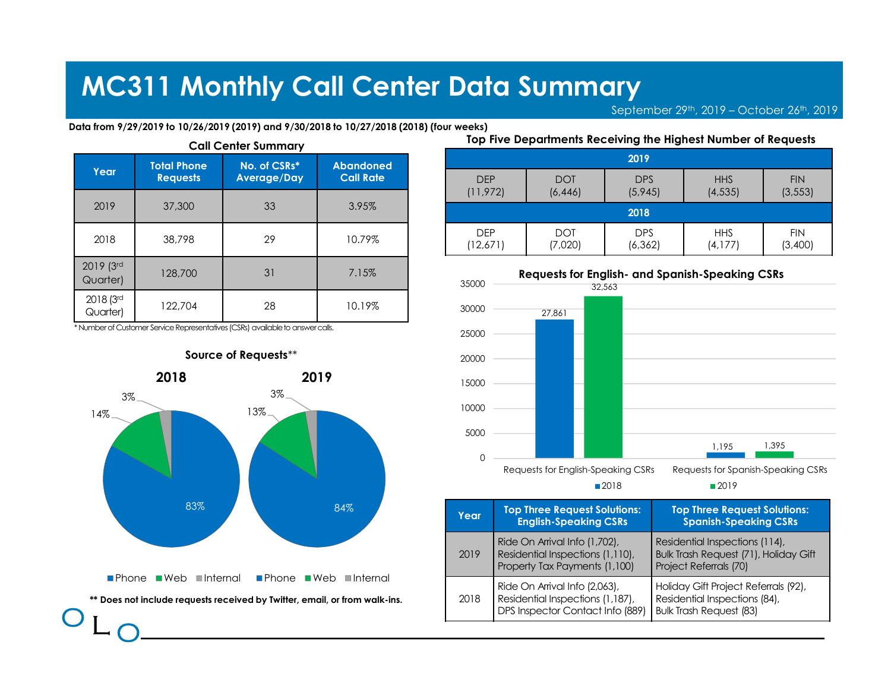# MC311 Monthly Call Center Data Summary

September 29th, 2019 – October 26th, 2019

**Data from 9/29/2019 to 10/26/2019 (2019) and 9/30/2018 to 10/27/2018 (2018) (four weeks)**

### Call Center Summary

| Year | Total Phone Requests | No. of CSRs* Average/Day | Abandoned Call Rate |
|---|---|---|---|
| 2019 | 37,300 | 33 | 3.95% |
| 2018 | 38,798 | 29 | 10.79% |
| 2019 (3rd Quarter) | 128,700 | 31 | 7.15% |
| 2018 (3rd Quarter) | 122,704 | 28 | 10.19% |

* Number of Customer Service Representatives (CSRs) available to answer calls.

### Source of Requests**

**2018**

- Phone: 83%
- Web: 14%
- Internal: 3%

**2019**

- Phone: 84%
- Web: 13%
- Internal: 3%

**** Does not include requests received by Twitter, email, or from walk-ins.**

### Top Five Departments Receiving the Highest Number of Requests

| 2019 | | | | |
|---|---|---|---|---|
| DEP (11,972) | DOT (6,446) | DPS (5,945) | HHS (4,535) | FIN (3,553) |
| **2018** | | | | |
| DEP (12,671) | DOT (7,020) | DPS (6,362) | HHS (4,177) | FIN (3,400) |

### Requests for English- and Spanish-Speaking CSRs

| | 2018 | 2019 |
|---|---|---|
| Requests for English-Speaking CSRs | 27,861 | 32,563 |
| Requests for Spanish-Speaking CSRs | 1,195 | 1,395 |

| Year | Top Three Request Solutions: English-Speaking CSRs | Top Three Request Solutions: Spanish-Speaking CSRs |
|---|---|---|
| 2019 | Ride On Arrival Info (1,702), Residential Inspections (1,110), Property Tax Payments (1,100) | Residential Inspections (114), Bulk Trash Request (71), Holiday Gift Project Referrals (70) |
| 2018 | Ride On Arrival Info (2,063), Residential Inspections (1,187), DPS Inspector Contact Info (889) | Holiday Gift Project Referrals (92), Residential Inspections (84), Bulk Trash Request (83) |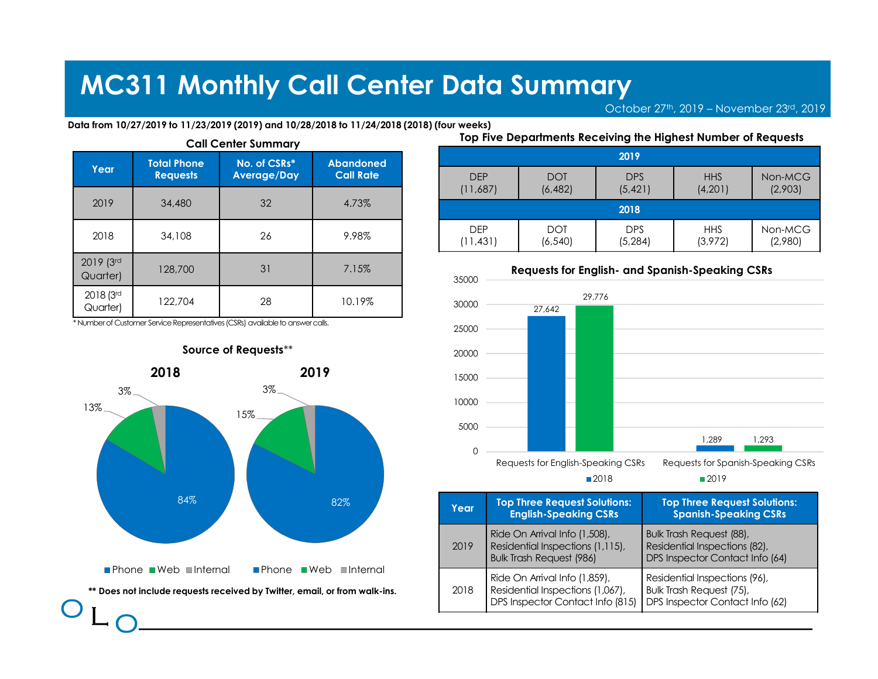# MC311 Monthly Call Center Data Summary

October 27th, 2019 – November 23rd, 2019

**Data from 10/27/2019 to 11/23/2019 (2019) and 10/28/2018 to 11/24/2018 (2018) (four weeks)**

### Call Center Summary

| Year | Total Phone Requests | No. of CSRs* Average/Day | Abandoned Call Rate |
|---|---|---|---|
| 2019 | 34,480 | 32 | 4.73% |
| 2018 | 34,108 | 26 | 9.98% |
| 2019 (3rd Quarter) | 128,700 | 31 | 7.15% |
| 2018 (3rd Quarter) | 122,704 | 28 | 10.19% |

\* Number of Customer Service Representatives (CSRs) available to answer calls.

### Source of Requests**

2018

3%
13%
84%

2019

3%
15%
82%

Phone Web Internal

Phone Web Internal

**\*\* Does not include requests received by Twitter, email, or from walk-ins.**

### Top Five Departments Receiving the Highest Number of Requests

| 2019 | | | | |
|---|---|---|---|---|
| DEP (11,687) | DOT (6,482) | DPS (5,421) | HHS (4,201) | Non-MCG (2,903) |
| **2018** | | | | |
| DEP (11,431) | DOT (6,540) | DPS (5,284) | HHS (3,972) | Non-MCG (2,980) |

### Requests for English- and Spanish-Speaking CSRs

35000
30000
25000
20000
15000
10000
5000
0

27,642
29,776
1,289
1,293

Requests for English-Speaking CSRs
Requests for Spanish-Speaking CSRs

2018 2019

| Year | Top Three Request Solutions: English-Speaking CSRs | Top Three Request Solutions: Spanish-Speaking CSRs |
|---|---|---|
| 2019 | Ride On Arrival Info (1,508), Residential Inspections (1,115), Bulk Trash Request (986) | Bulk Trash Request (88), Residential Inspections (82), DPS Inspector Contact Info (64) |
| 2018 | Ride On Arrival Info (1,859), Residential Inspections (1,067), DPS Inspector Contact Info (815) | Residential Inspections (96), Bulk Trash Request (75), DPS Inspector Contact Info (62) |